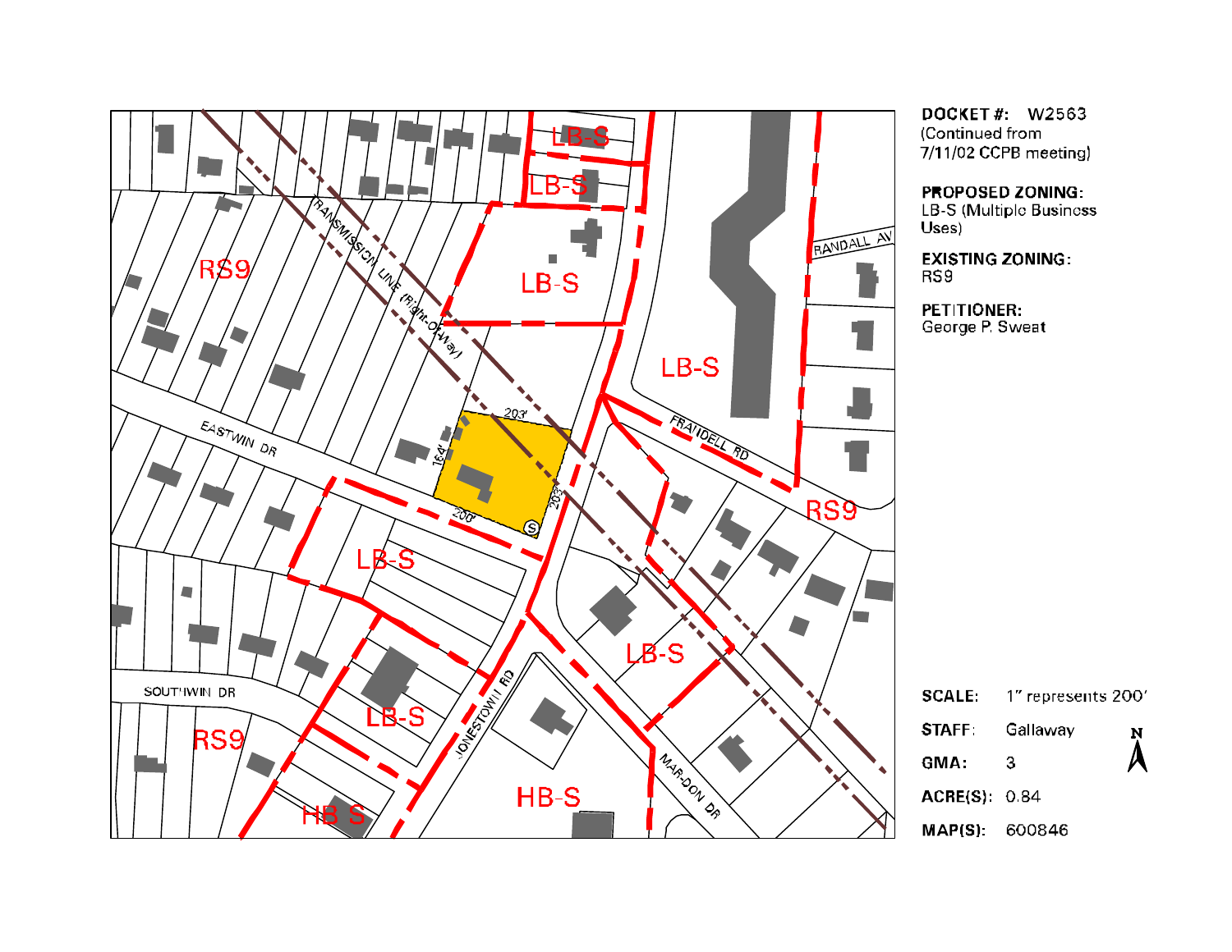**DOCKET #:** W2563
(Continued from 7/11/02 CCPB meeting)

**PROPOSED ZONING:**
LB-S (Multiple Business Uses)

**EXISTING ZONING:**
RS9

**PETITIONER:**
George P. Sweat

EASTWIN DR

SOUTHWIN DR

JONESTOWN RD

FRANDELL RD

RANDALL AV

MAR-DON DR

TRANSMISSION LINE (Right-Of-Way)

RS9

LB-S

HB-S

203'

164'

208'

203'

S

**SCALE:** 1" represents 200'

**STAFF:** Gallaway

**GMA:** 3

**ACRE(S):** 0.84

**MAP(S):** 600846

N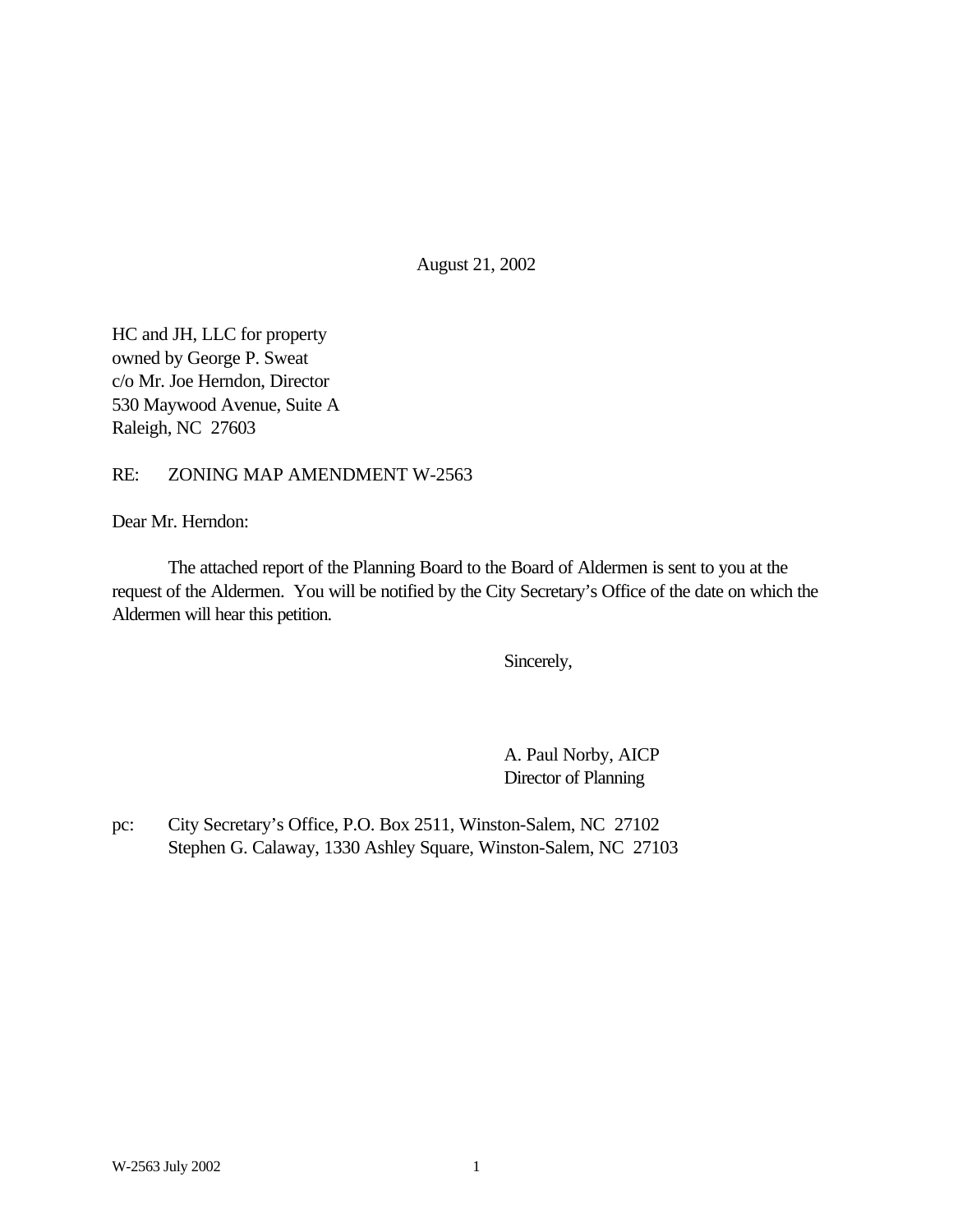August 21, 2002

HC and JH, LLC for property  
owned by George P. Sweat  
c/o Mr. Joe Herndon, Director  
530 Maywood Avenue, Suite A  
Raleigh, NC 27603

RE: ZONING MAP AMENDMENT W-2563

Dear Mr. Herndon:

The attached report of the Planning Board to the Board of Aldermen is sent to you at the request of the Aldermen. You will be notified by the City Secretary's Office of the date on which the Aldermen will hear this petition.

Sincerely,

A. Paul Norby, AICP  
Director of Planning

pc: City Secretary's Office, P.O. Box 2511, Winston-Salem, NC 27102  
Stephen G. Calaway, 1330 Ashley Square, Winston-Salem, NC 27103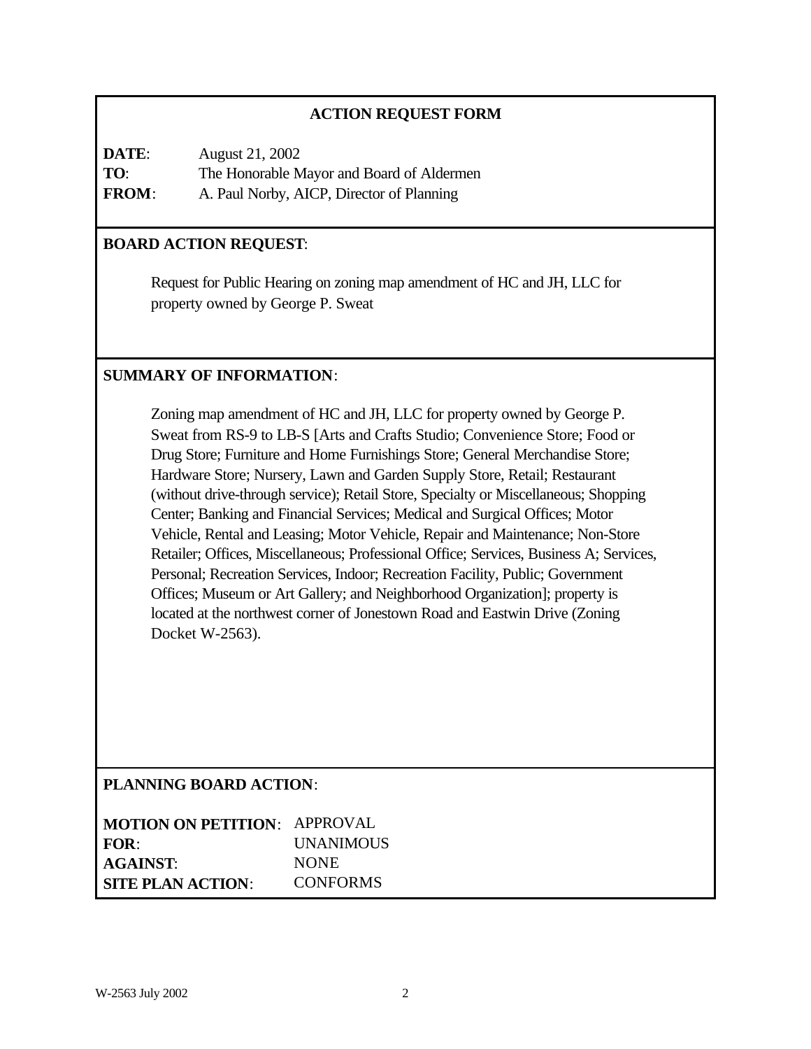## ACTION REQUEST FORM

**DATE**: August 21, 2002
**TO**: The Honorable Mayor and Board of Aldermen
**FROM**: A. Paul Norby, AICP, Director of Planning

**BOARD ACTION REQUEST**:

Request for Public Hearing on zoning map amendment of HC and JH, LLC for property owned by George P. Sweat

**SUMMARY OF INFORMATION**:

Zoning map amendment of HC and JH, LLC for property owned by George P. Sweat from RS-9 to LB-S [Arts and Crafts Studio; Convenience Store; Food or Drug Store; Furniture and Home Furnishings Store; General Merchandise Store; Hardware Store; Nursery, Lawn and Garden Supply Store, Retail; Restaurant (without drive-through service); Retail Store, Specialty or Miscellaneous; Shopping Center; Banking and Financial Services; Medical and Surgical Offices; Motor Vehicle, Rental and Leasing; Motor Vehicle, Repair and Maintenance; Non-Store Retailer; Offices, Miscellaneous; Professional Office; Services, Business A; Services, Personal; Recreation Services, Indoor; Recreation Facility, Public; Government Offices; Museum or Art Gallery; and Neighborhood Organization]; property is located at the northwest corner of Jonestown Road and Eastwin Drive (Zoning Docket W-2563).

**PLANNING BOARD ACTION**:

**MOTION ON PETITION**: APPROVAL
**FOR**: UNANIMOUS
**AGAINST**: NONE
**SITE PLAN ACTION**: CONFORMS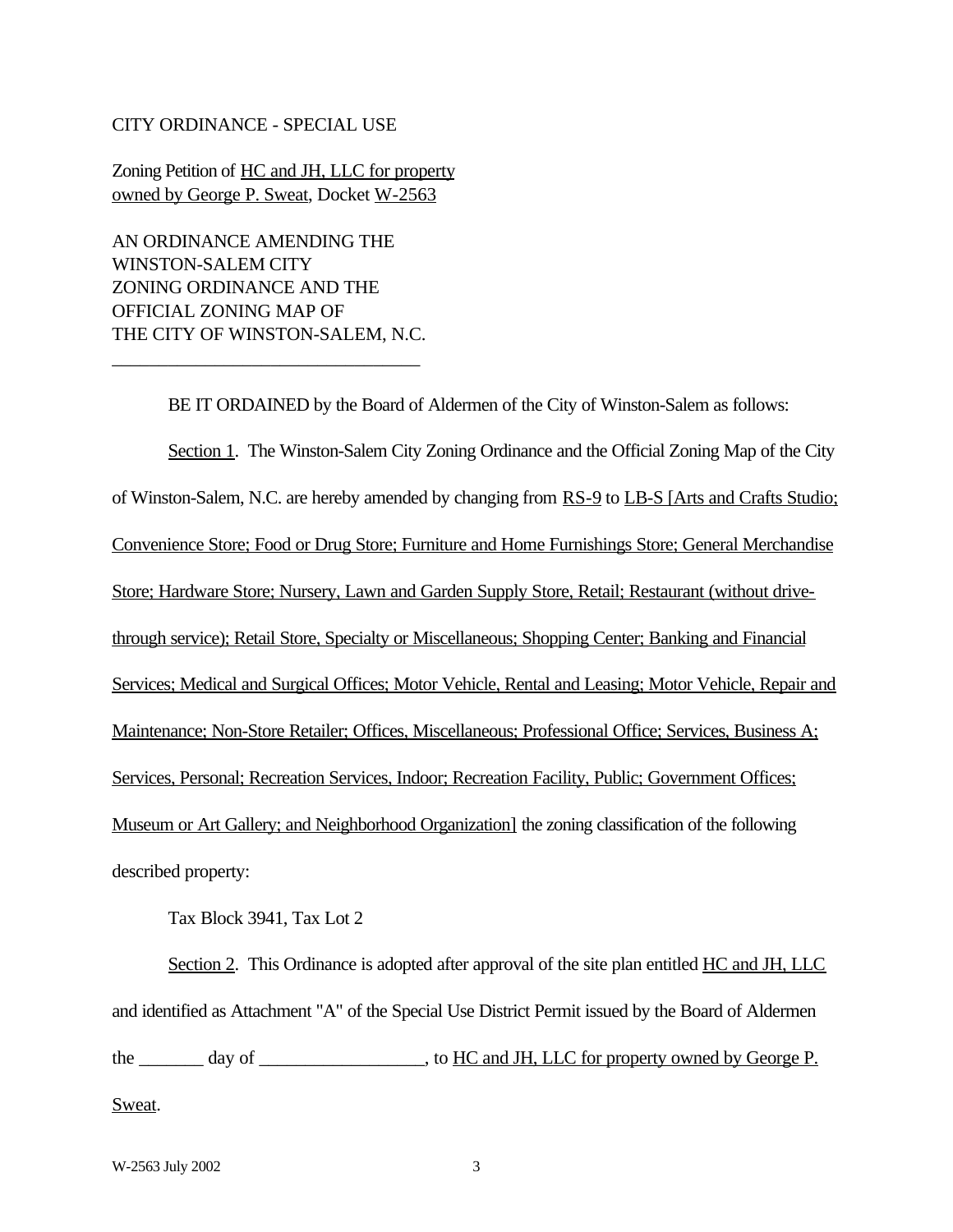CITY ORDINANCE - SPECIAL USE

Zoning Petition of HC and JH, LLC for property owned by George P. Sweat, Docket W-2563

AN ORDINANCE AMENDING THE WINSTON-SALEM CITY ZONING ORDINANCE AND THE OFFICIAL ZONING MAP OF THE CITY OF WINSTON-SALEM, N.C.

---

BE IT ORDAINED by the Board of Aldermen of the City of Winston-Salem as follows:

Section 1. The Winston-Salem City Zoning Ordinance and the Official Zoning Map of the City of Winston-Salem, N.C. are hereby amended by changing from RS-9 to LB-S [Arts and Crafts Studio; Convenience Store; Food or Drug Store; Furniture and Home Furnishings Store; General Merchandise Store; Hardware Store; Nursery, Lawn and Garden Supply Store, Retail; Restaurant (without drive-through service); Retail Store, Specialty or Miscellaneous; Shopping Center; Banking and Financial Services; Medical and Surgical Offices; Motor Vehicle, Rental and Leasing; Motor Vehicle, Repair and Maintenance; Non-Store Retailer; Offices, Miscellaneous; Professional Office; Services, Business A; Services, Personal; Recreation Services, Indoor; Recreation Facility, Public; Government Offices; Museum or Art Gallery; and Neighborhood Organization] the zoning classification of the following described property:

Tax Block 3941, Tax Lot 2

Section 2. This Ordinance is adopted after approval of the site plan entitled HC and JH, LLC and identified as Attachment "A" of the Special Use District Permit issued by the Board of Aldermen the _______ day of __________________, to HC and JH, LLC for property owned by George P. Sweat.

W-2563 July 2002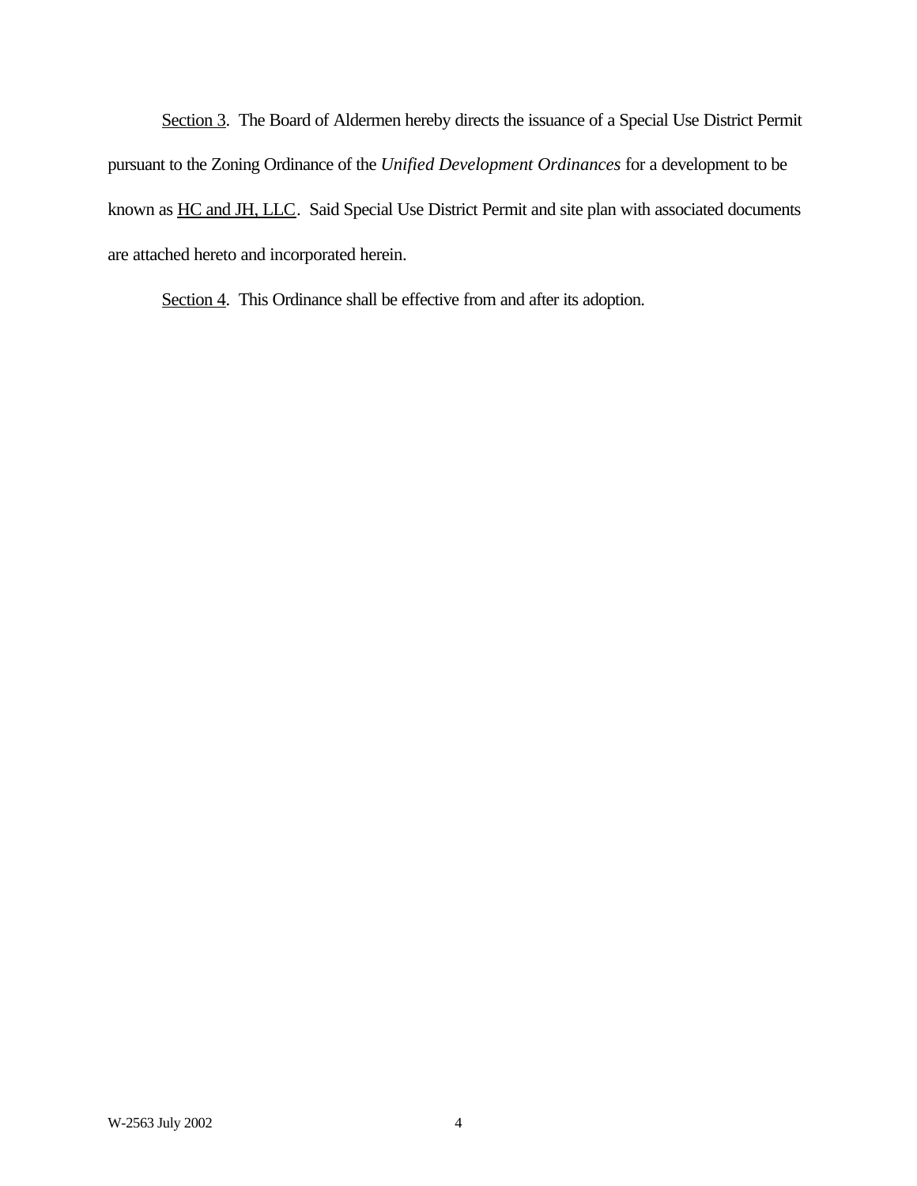Section 3. The Board of Aldermen hereby directs the issuance of a Special Use District Permit pursuant to the Zoning Ordinance of the *Unified Development Ordinances* for a development to be known as HC and JH, LLC. Said Special Use District Permit and site plan with associated documents are attached hereto and incorporated herein.

Section 4. This Ordinance shall be effective from and after its adoption.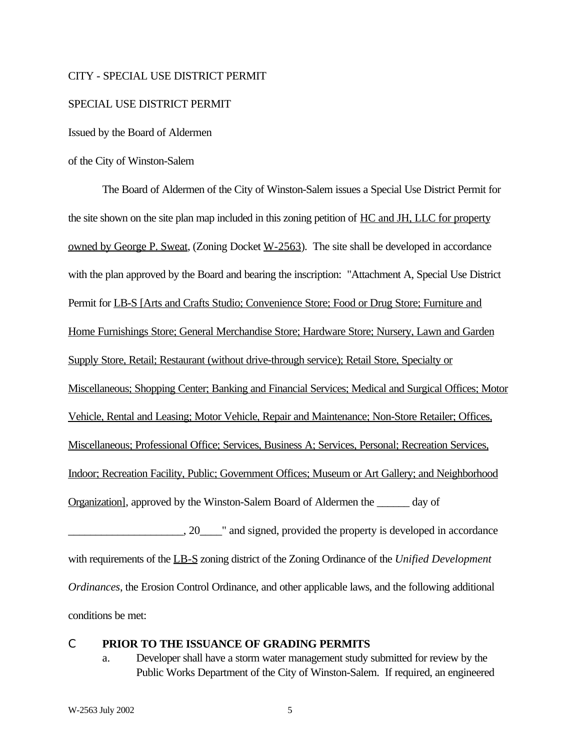CITY - SPECIAL USE DISTRICT PERMIT

SPECIAL USE DISTRICT PERMIT

Issued by the Board of Aldermen

of the City of Winston-Salem

The Board of Aldermen of the City of Winston-Salem issues a Special Use District Permit for the site shown on the site plan map included in this zoning petition of HC and JH, LLC for property owned by George P. Sweat, (Zoning Docket W-2563). The site shall be developed in accordance with the plan approved by the Board and bearing the inscription: "Attachment A, Special Use District Permit for LB-S [Arts and Crafts Studio; Convenience Store; Food or Drug Store; Furniture and Home Furnishings Store; General Merchandise Store; Hardware Store; Nursery, Lawn and Garden Supply Store, Retail; Restaurant (without drive-through service); Retail Store, Specialty or Miscellaneous; Shopping Center; Banking and Financial Services; Medical and Surgical Offices; Motor Vehicle, Rental and Leasing; Motor Vehicle, Repair and Maintenance; Non-Store Retailer; Offices, Miscellaneous; Professional Office; Services, Business A; Services, Personal; Recreation Services, Indoor; Recreation Facility, Public; Government Offices; Museum or Art Gallery; and Neighborhood Organization], approved by the Winston-Salem Board of Aldermen the ______ day of ____________________, 20____" and signed, provided the property is developed in accordance with requirements of the LB-S zoning district of the Zoning Ordinance of the *Unified Development Ordinances*, the Erosion Control Ordinance, and other applicable laws, and the following additional conditions be met:

- **PRIOR TO THE ISSUANCE OF GRADING PERMITS**
  - a. Developer shall have a storm water management study submitted for review by the Public Works Department of the City of Winston-Salem. If required, an engineered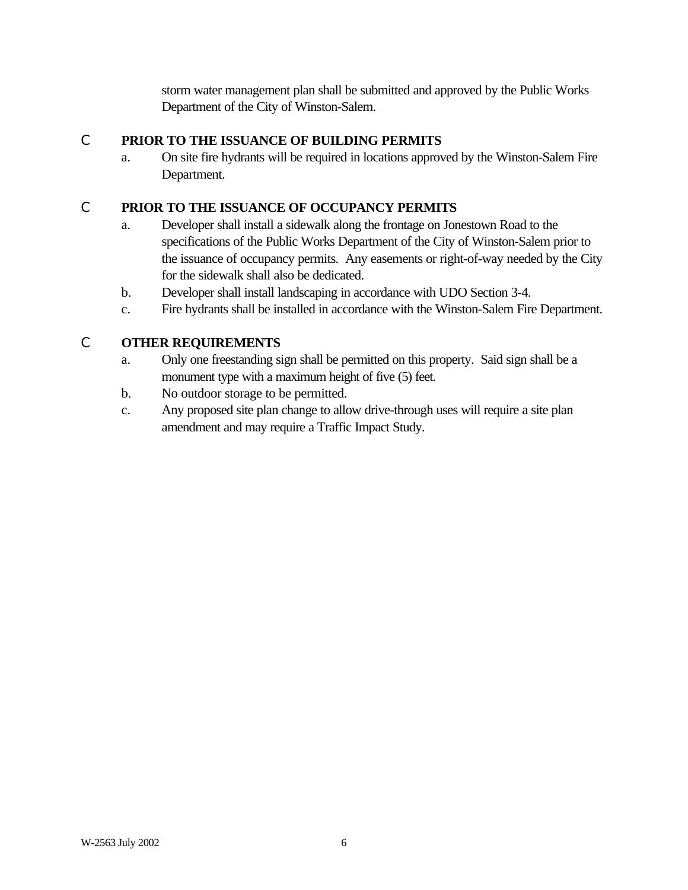storm water management plan shall be submitted and approved by the Public Works Department of the City of Winston-Salem.

- **PRIOR TO THE ISSUANCE OF BUILDING PERMITS**
  a. On site fire hydrants will be required in locations approved by the Winston-Salem Fire Department.

- **PRIOR TO THE ISSUANCE OF OCCUPANCY PERMITS**
  a. Developer shall install a sidewalk along the frontage on Jonestown Road to the specifications of the Public Works Department of the City of Winston-Salem prior to the issuance of occupancy permits. Any easements or right-of-way needed by the City for the sidewalk shall also be dedicated.
  b. Developer shall install landscaping in accordance with UDO Section 3-4.
  c. Fire hydrants shall be installed in accordance with the Winston-Salem Fire Department.

- **OTHER REQUIREMENTS**
  a. Only one freestanding sign shall be permitted on this property. Said sign shall be a monument type with a maximum height of five (5) feet.
  b. No outdoor storage to be permitted.
  c. Any proposed site plan change to allow drive-through uses will require a site plan amendment and may require a Traffic Impact Study.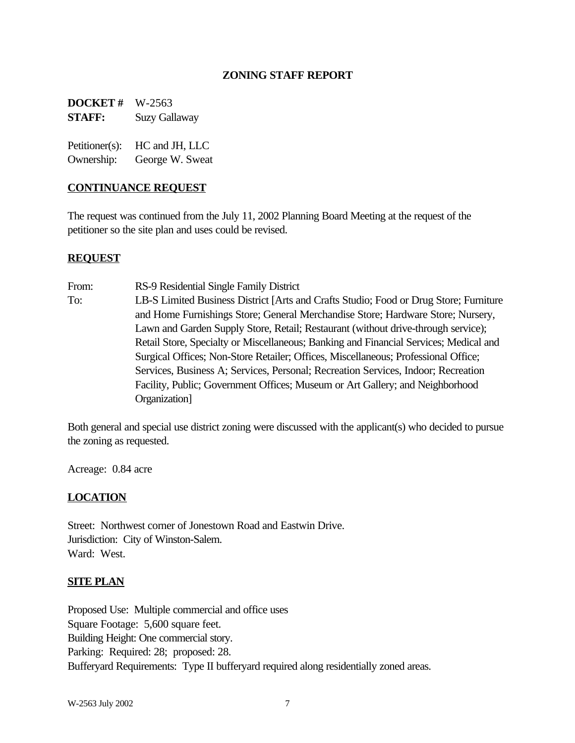## ZONING STAFF REPORT

**DOCKET #** W-2563
**STAFF:** Suzy Gallaway

Petitioner(s): HC and JH, LLC
Ownership: George W. Sweat

### CONTINUANCE REQUEST

The request was continued from the July 11, 2002 Planning Board Meeting at the request of the petitioner so the site plan and uses could be revised.

### REQUEST

From: RS-9 Residential Single Family District
To: LB-S Limited Business District [Arts and Crafts Studio; Food or Drug Store; Furniture and Home Furnishings Store; General Merchandise Store; Hardware Store; Nursery, Lawn and Garden Supply Store, Retail; Restaurant (without drive-through service); Retail Store, Specialty or Miscellaneous; Banking and Financial Services; Medical and Surgical Offices; Non-Store Retailer; Offices, Miscellaneous; Professional Office; Services, Business A; Services, Personal; Recreation Services, Indoor; Recreation Facility, Public; Government Offices; Museum or Art Gallery; and Neighborhood Organization]

Both general and special use district zoning were discussed with the applicant(s) who decided to pursue the zoning as requested.

Acreage: 0.84 acre

### LOCATION

Street: Northwest corner of Jonestown Road and Eastwin Drive.
Jurisdiction: City of Winston-Salem.
Ward: West.

### SITE PLAN

Proposed Use: Multiple commercial and office uses
Square Footage: 5,600 square feet.
Building Height: One commercial story.
Parking: Required: 28; proposed: 28.
Bufferyard Requirements: Type II bufferyard required along residentially zoned areas.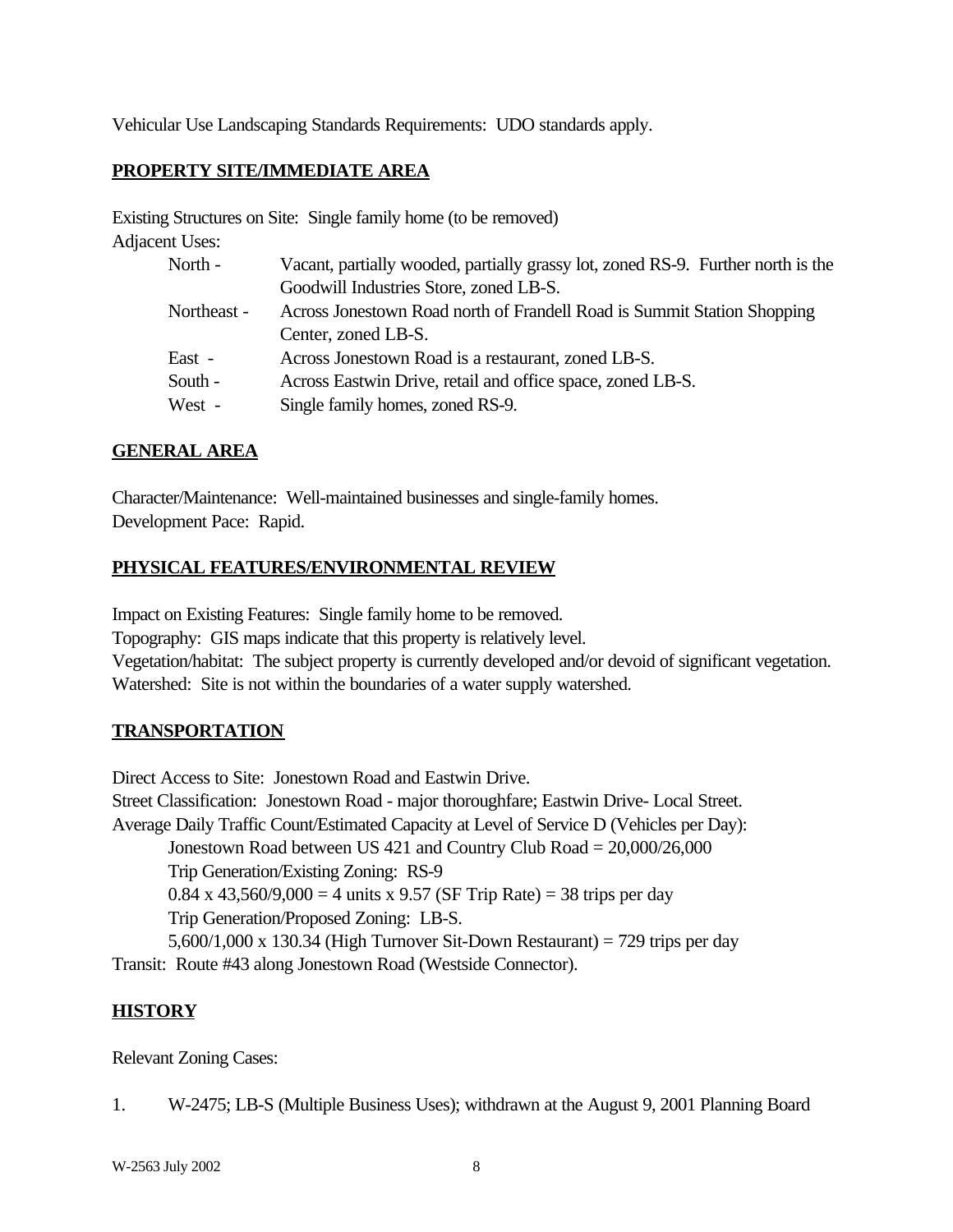Vehicular Use Landscaping Standards Requirements: UDO standards apply.

## PROPERTY SITE/IMMEDIATE AREA

Existing Structures on Site: Single family home (to be removed)

Adjacent Uses:

| | |
|---|---|
| North - | Vacant, partially wooded, partially grassy lot, zoned RS-9. Further north is the Goodwill Industries Store, zoned LB-S. |
| Northeast - | Across Jonestown Road north of Frandell Road is Summit Station Shopping Center, zoned LB-S. |
| East - | Across Jonestown Road is a restaurant, zoned LB-S. |
| South - | Across Eastwin Drive, retail and office space, zoned LB-S. |
| West - | Single family homes, zoned RS-9. |

## GENERAL AREA

Character/Maintenance: Well-maintained businesses and single-family homes.
Development Pace: Rapid.

## PHYSICAL FEATURES/ENVIRONMENTAL REVIEW

Impact on Existing Features: Single family home to be removed.
Topography: GIS maps indicate that this property is relatively level.
Vegetation/habitat: The subject property is currently developed and/or devoid of significant vegetation.
Watershed: Site is not within the boundaries of a water supply watershed.

## TRANSPORTATION

Direct Access to Site: Jonestown Road and Eastwin Drive.
Street Classification: Jonestown Road - major thoroughfare; Eastwin Drive- Local Street.
Average Daily Traffic Count/Estimated Capacity at Level of Service D (Vehicles per Day):

Jonestown Road between US 421 and Country Club Road = 20,000/26,000
Trip Generation/Existing Zoning: RS-9
0.84 x 43,560/9,000 = 4 units x 9.57 (SF Trip Rate) = 38 trips per day
Trip Generation/Proposed Zoning: LB-S.
5,600/1,000 x 130.34 (High Turnover Sit-Down Restaurant) = 729 trips per day

Transit: Route #43 along Jonestown Road (Westside Connector).

## HISTORY

Relevant Zoning Cases:

1. W-2475; LB-S (Multiple Business Uses); withdrawn at the August 9, 2001 Planning Board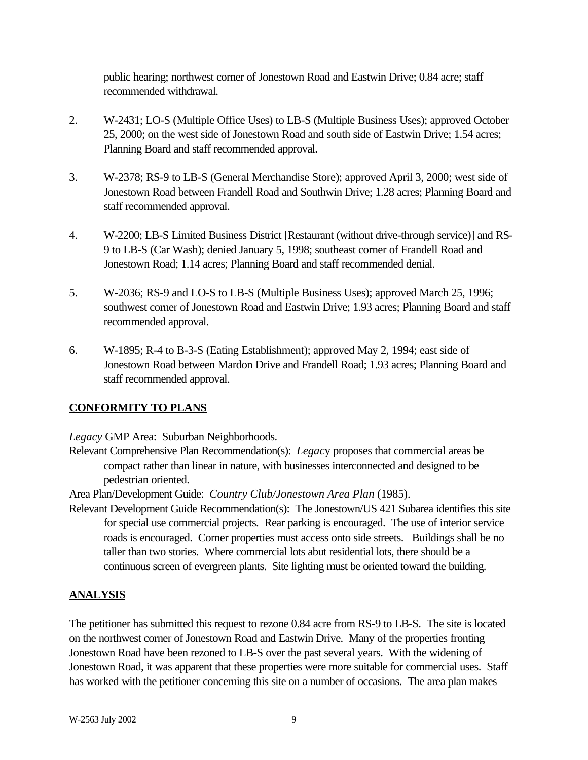public hearing; northwest corner of Jonestown Road and Eastwin Drive; 0.84 acre; staff recommended withdrawal.

2. W-2431; LO-S (Multiple Office Uses) to LB-S (Multiple Business Uses); approved October 25, 2000; on the west side of Jonestown Road and south side of Eastwin Drive; 1.54 acres; Planning Board and staff recommended approval.

3. W-2378; RS-9 to LB-S (General Merchandise Store); approved April 3, 2000; west side of Jonestown Road between Frandell Road and Southwin Drive; 1.28 acres; Planning Board and staff recommended approval.

4. W-2200; LB-S Limited Business District [Restaurant (without drive-through service)] and RS-9 to LB-S (Car Wash); denied January 5, 1998; southeast corner of Frandell Road and Jonestown Road; 1.14 acres; Planning Board and staff recommended denial.

5. W-2036; RS-9 and LO-S to LB-S (Multiple Business Uses); approved March 25, 1996; southwest corner of Jonestown Road and Eastwin Drive; 1.93 acres; Planning Board and staff recommended approval.

6. W-1895; R-4 to B-3-S (Eating Establishment); approved May 2, 1994; east side of Jonestown Road between Mardon Drive and Frandell Road; 1.93 acres; Planning Board and staff recommended approval.

## CONFORMITY TO PLANS

*Legacy* GMP Area: Suburban Neighborhoods.

Relevant Comprehensive Plan Recommendation(s): *Legacy* proposes that commercial areas be compact rather than linear in nature, with businesses interconnected and designed to be pedestrian oriented.

Area Plan/Development Guide: *Country Club/Jonestown Area Plan* (1985).

Relevant Development Guide Recommendation(s): The Jonestown/US 421 Subarea identifies this site for special use commercial projects. Rear parking is encouraged. The use of interior service roads is encouraged. Corner properties must access onto side streets. Buildings shall be no taller than two stories. Where commercial lots abut residential lots, there should be a continuous screen of evergreen plants. Site lighting must be oriented toward the building.

## ANALYSIS

The petitioner has submitted this request to rezone 0.84 acre from RS-9 to LB-S. The site is located on the northwest corner of Jonestown Road and Eastwin Drive. Many of the properties fronting Jonestown Road have been rezoned to LB-S over the past several years. With the widening of Jonestown Road, it was apparent that these properties were more suitable for commercial uses. Staff has worked with the petitioner concerning this site on a number of occasions. The area plan makes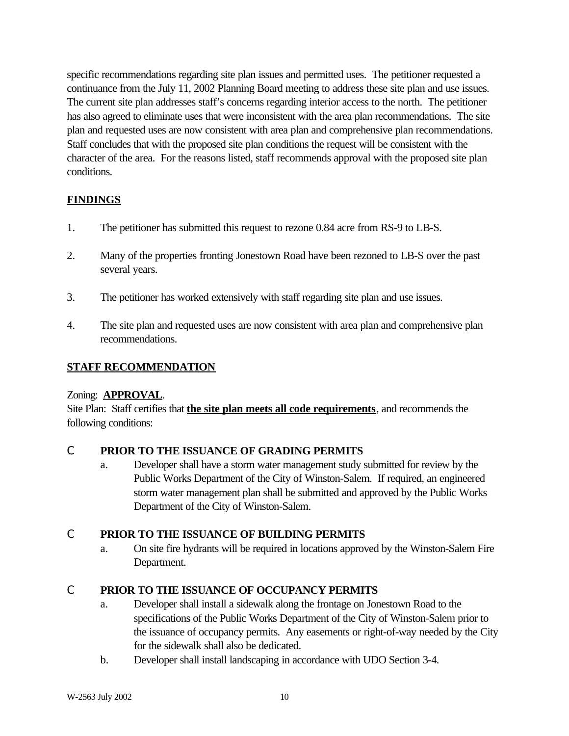specific recommendations regarding site plan issues and permitted uses. The petitioner requested a continuance from the July 11, 2002 Planning Board meeting to address these site plan and use issues. The current site plan addresses staff's concerns regarding interior access to the north. The petitioner has also agreed to eliminate uses that were inconsistent with the area plan recommendations. The site plan and requested uses are now consistent with area plan and comprehensive plan recommendations. Staff concludes that with the proposed site plan conditions the request will be consistent with the character of the area. For the reasons listed, staff recommends approval with the proposed site plan conditions.

## FINDINGS

1. The petitioner has submitted this request to rezone 0.84 acre from RS-9 to LB-S.

2. Many of the properties fronting Jonestown Road have been rezoned to LB-S over the past several years.

3. The petitioner has worked extensively with staff regarding site plan and use issues.

4. The site plan and requested uses are now consistent with area plan and comprehensive plan recommendations.

## STAFF RECOMMENDATION

Zoning: **APPROVAL**.
Site Plan: Staff certifies that **the site plan meets all code requirements**, and recommends the following conditions:

- **PRIOR TO THE ISSUANCE OF GRADING PERMITS**
  a. Developer shall have a storm water management study submitted for review by the Public Works Department of the City of Winston-Salem. If required, an engineered storm water management plan shall be submitted and approved by the Public Works Department of the City of Winston-Salem.

- **PRIOR TO THE ISSUANCE OF BUILDING PERMITS**
  a. On site fire hydrants will be required in locations approved by the Winston-Salem Fire Department.

- **PRIOR TO THE ISSUANCE OF OCCUPANCY PERMITS**
  a. Developer shall install a sidewalk along the frontage on Jonestown Road to the specifications of the Public Works Department of the City of Winston-Salem prior to the issuance of occupancy permits. Any easements or right-of-way needed by the City for the sidewalk shall also be dedicated.
  b. Developer shall install landscaping in accordance with UDO Section 3-4.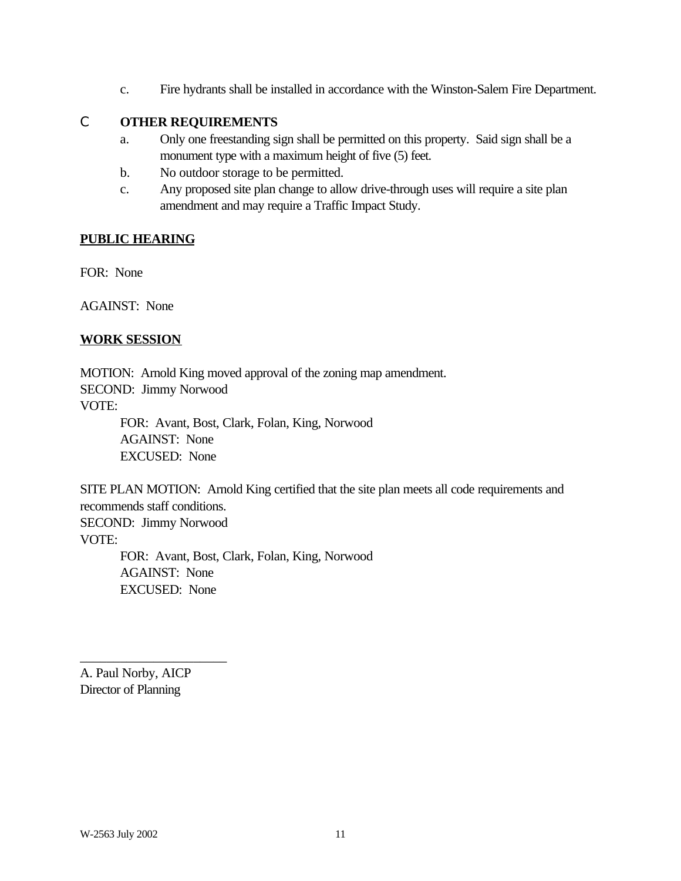c. Fire hydrants shall be installed in accordance with the Winston-Salem Fire Department.

C **OTHER REQUIREMENTS**

a. Only one freestanding sign shall be permitted on this property. Said sign shall be a monument type with a maximum height of five (5) feet.

b. No outdoor storage to be permitted.

c. Any proposed site plan change to allow drive-through uses will require a site plan amendment and may require a Traffic Impact Study.

**PUBLIC HEARING**

FOR: None

AGAINST: None

**WORK SESSION**

MOTION: Arnold King moved approval of the zoning map amendment.
SECOND: Jimmy Norwood
VOTE:
FOR: Avant, Bost, Clark, Folan, King, Norwood
AGAINST: None
EXCUSED: None

SITE PLAN MOTION: Arnold King certified that the site plan meets all code requirements and recommends staff conditions.
SECOND: Jimmy Norwood
VOTE:
FOR: Avant, Bost, Clark, Folan, King, Norwood
AGAINST: None
EXCUSED: None

\_\_\_\_\_\_\_\_\_\_\_\_\_\_\_\_\_\_\_\_\_\_\_\_

A. Paul Norby, AICP
Director of Planning